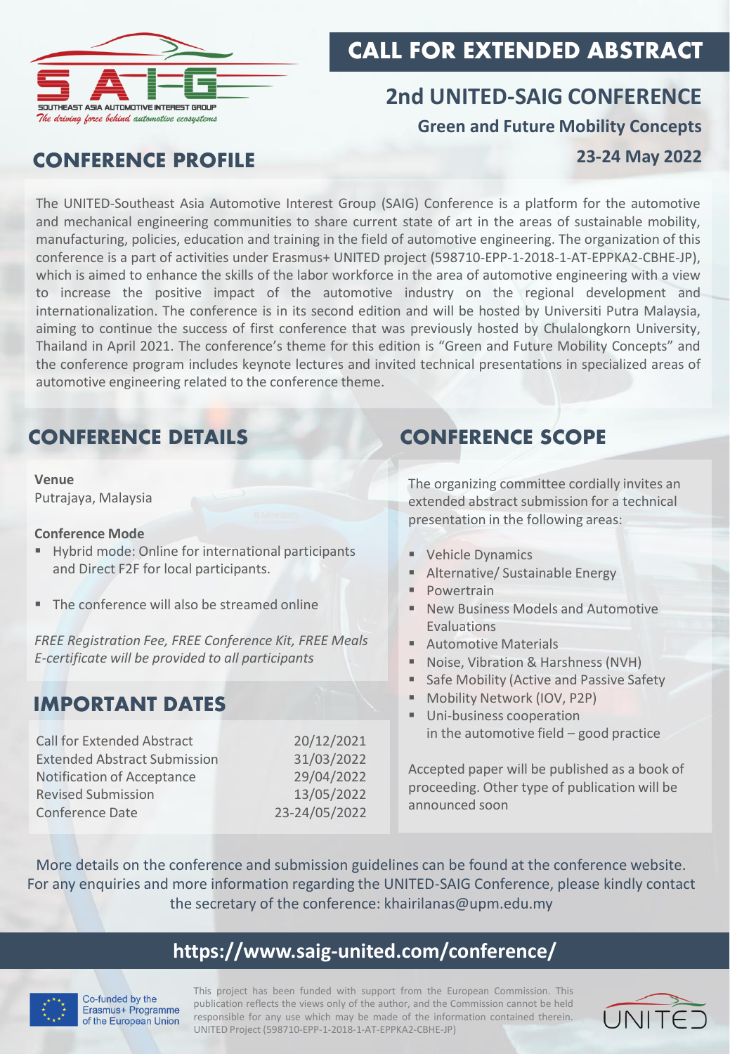SOUTHEAST ASIA AUTOMOTIVE INTEREST GROUP
*The driving force behind automotive ecosystems*

# CALL FOR EXTENDED ABSTRACT

## 2nd UNITED-SAIG CONFERENCE

**Green and Future Mobility Concepts**

**23-24 May 2022**

## CONFERENCE PROFILE

The UNITED-Southeast Asia Automotive Interest Group (SAIG) Conference is a platform for the automotive and mechanical engineering communities to share current state of art in the areas of sustainable mobility, manufacturing, policies, education and training in the field of automotive engineering. The organization of this conference is a part of activities under Erasmus+ UNITED project (598710-EPP-1-2018-1-AT-EPPKA2-CBHE-JP), which is aimed to enhance the skills of the labor workforce in the area of automotive engineering with a view to increase the positive impact of the automotive industry on the regional development and internationalization. The conference is in its second edition and will be hosted by Universiti Putra Malaysia, aiming to continue the success of first conference that was previously hosted by Chulalongkorn University, Thailand in April 2021. The conference's theme for this edition is "Green and Future Mobility Concepts" and the conference program includes keynote lectures and invited technical presentations in specialized areas of automotive engineering related to the conference theme.

## CONFERENCE DETAILS

**Venue**
Putrajaya, Malaysia

**Conference Mode**
- Hybrid mode: Online for international participants and Direct F2F for local participants.
- The conference will also be streamed online

*FREE Registration Fee, FREE Conference Kit, FREE Meals*
*E-certificate will be provided to all participants*

## IMPORTANT DATES

| | |
|---|---|
| Call for Extended Abstract | 20/12/2021 |
| Extended Abstract Submission | 31/03/2022 |
| Notification of Acceptance | 29/04/2022 |
| Revised Submission | 13/05/2022 |
| Conference Date | 23-24/05/2022 |

## CONFERENCE SCOPE

The organizing committee cordially invites an extended abstract submission for a technical presentation in the following areas:

- Vehicle Dynamics
- Alternative/ Sustainable Energy
- Powertrain
- New Business Models and Automotive Evaluations
- Automotive Materials
- Noise, Vibration & Harshness (NVH)
- Safe Mobility (Active and Passive Safety
- Mobility Network (IOV, P2P)
- Uni-business cooperation in the automotive field – good practice

Accepted paper will be published as a book of proceeding. Other type of publication will be announced soon

More details on the conference and submission guidelines can be found at the conference website. For any enquiries and more information regarding the UNITED-SAIG Conference, please kindly contact the secretary of the conference: khairilanas@upm.edu.my

**https://www.saig-united.com/conference/**

Co-funded by the Erasmus+ Programme of the European Union

This project has been funded with support from the European Commission. This publication reflects the views only of the author, and the Commission cannot be held responsible for any use which may be made of the information contained therein. UNITED Project (598710-EPP-1-2018-1-AT-EPPKA2-CBHE-JP)

UNITED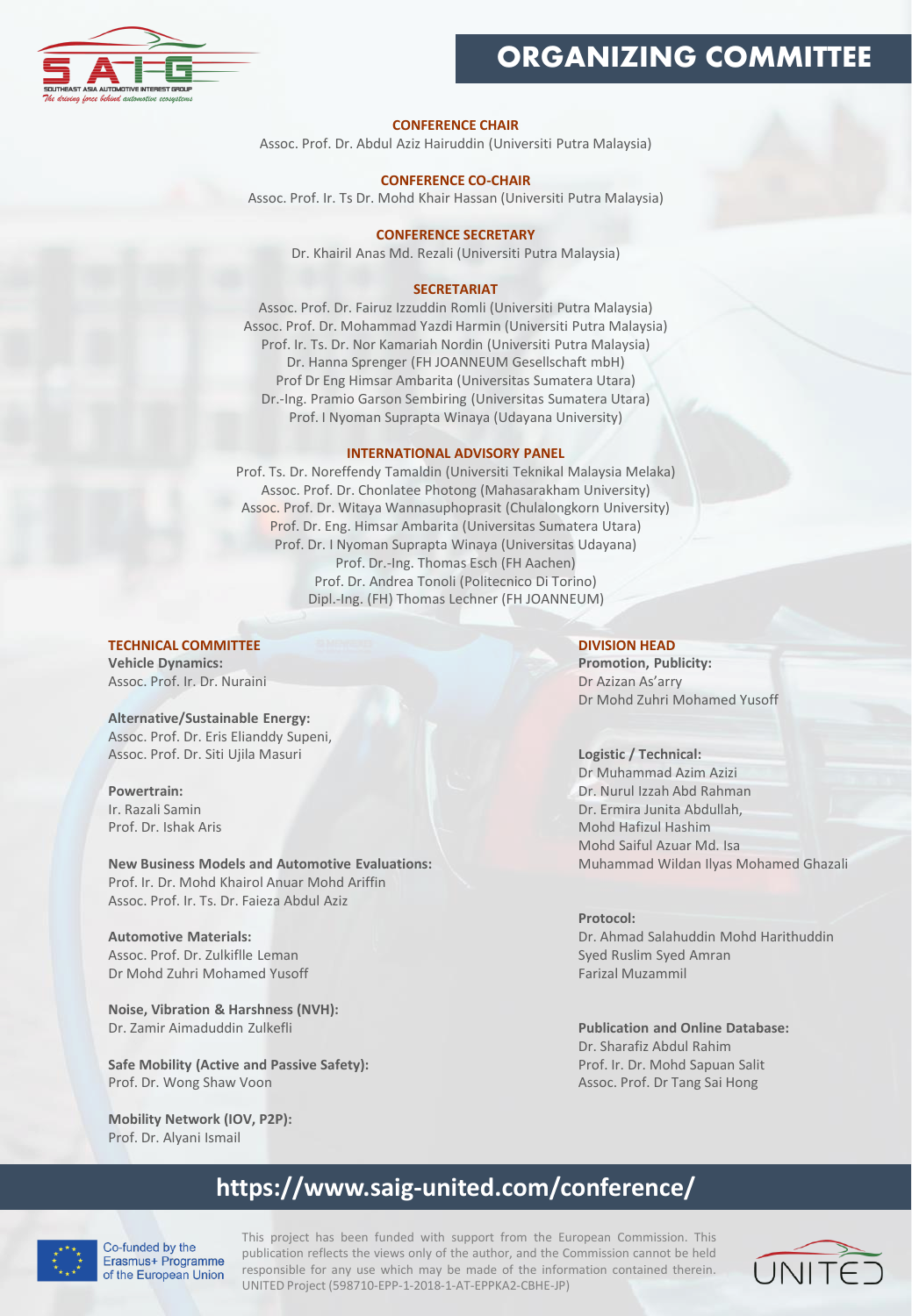# ORGANIZING COMMITTEE

**CONFERENCE CHAIR**

Assoc. Prof. Dr. Abdul Aziz Hairuddin (Universiti Putra Malaysia)

**CONFERENCE CO-CHAIR**

Assoc. Prof. Ir. Ts Dr. Mohd Khair Hassan (Universiti Putra Malaysia)

**CONFERENCE SECRETARY**

Dr. Khairil Anas Md. Rezali (Universiti Putra Malaysia)

**SECRETARIAT**

Assoc. Prof. Dr. Fairuz Izzuddin Romli (Universiti Putra Malaysia)
Assoc. Prof. Dr. Mohammad Yazdi Harmin (Universiti Putra Malaysia)
Prof. Ir. Ts. Dr. Nor Kamariah Nordin (Universiti Putra Malaysia)
Dr. Hanna Sprenger (FH JOANNEUM Gesellschaft mbH)
Prof Dr Eng Himsar Ambarita (Universitas Sumatera Utara)
Dr.-Ing. Pramio Garson Sembiring (Universitas Sumatera Utara)
Prof. I Nyoman Suprapta Winaya (Udayana University)

**INTERNATIONAL ADVISORY PANEL**

Prof. Ts. Dr. Noreffendy Tamaldin (Universiti Teknikal Malaysia Melaka)
Assoc. Prof. Dr. Chonlatee Photong (Mahasarakham University)
Assoc. Prof. Dr. Witaya Wannasuphoprasit (Chulalongkorn University)
Prof. Dr. Eng. Himsar Ambarita (Universitas Sumatera Utara)
Prof. Dr. I Nyoman Suprapta Winaya (Universitas Udayana)
Prof. Dr.-Ing. Thomas Esch (FH Aachen)
Prof. Dr. Andrea Tonoli (Politecnico Di Torino)
Dipl.-Ing. (FH) Thomas Lechner (FH JOANNEUM)

**TECHNICAL COMMITTEE**

**Vehicle Dynamics:**
Assoc. Prof. Ir. Dr. Nuraini

**Alternative/Sustainable Energy:**
Assoc. Prof. Dr. Eris Elianddy Supeni,
Assoc. Prof. Dr. Siti Ujila Masuri

**Powertrain:**
Ir. Razali Samin
Prof. Dr. Ishak Aris

**New Business Models and Automotive Evaluations:**
Prof. Ir. Dr. Mohd Khairol Anuar Mohd Ariffin
Assoc. Prof. Ir. Ts. Dr. Faieza Abdul Aziz

**Automotive Materials:**
Assoc. Prof. Dr. Zulkiflle Leman
Dr Mohd Zuhri Mohamed Yusoff

**Noise, Vibration & Harshness (NVH):**
Dr. Zamir Aimaduddin Zulkefli

**Safe Mobility (Active and Passive Safety):**
Prof. Dr. Wong Shaw Voon

**Mobility Network (IOV, P2P):**
Prof. Dr. Alyani Ismail

**DIVISION HEAD**

**Promotion, Publicity:**
Dr Azizan As'arry
Dr Mohd Zuhri Mohamed Yusoff

**Logistic / Technical:**
Dr Muhammad Azim Azizi
Dr. Nurul Izzah Abd Rahman
Dr. Ermira Junita Abdullah,
Mohd Hafizul Hashim
Mohd Saiful Azuar Md. Isa
Muhammad Wildan Ilyas Mohamed Ghazali

**Protocol:**
Dr. Ahmad Salahuddin Mohd Harithuddin
Syed Ruslim Syed Amran
Farizal Muzammil

**Publication and Online Database:**
Dr. Sharafiz Abdul Rahim
Prof. Ir. Dr. Mohd Sapuan Salit
Assoc. Prof. Dr Tang Sai Hong

**https://www.saig-united.com/conference/**

Co-funded by the Erasmus+ Programme of the European Union

This project has been funded with support from the European Commission. This publication reflects the views only of the author, and the Commission cannot be held responsible for any use which may be made of the information contained therein. UNITED Project (598710-EPP-1-2018-1-AT-EPPKA2-CBHE-JP)